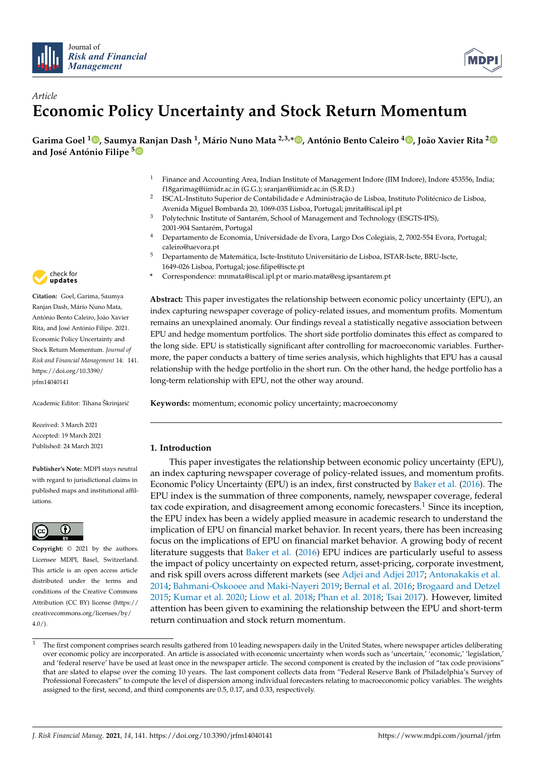*Article*

# Economic Policy Uncertainty and Stock Return Momentum

**Garima Goel [1], Saumya Ranjan Dash [1], Mário Nuno Mata [2,3,*], António Bento Caleiro [4], João Xavier Rita [2] and José António Filipe [5]**

[1] Finance and Accounting Area, Indian Institute of Management Indore (IIM Indore), Indore 453556, India; f18garimag@iimidr.ac.in (G.G.); sranjan@iimidr.ac.in (S.R.D.)

[2] ISCAL-Instituto Superior de Contabilidade e Administração de Lisboa, Instituto Politécnico de Lisboa, Avenida Miguel Bombarda 20, 1069-035 Lisboa, Portugal; jmrita@iscal.ipl.pt

[3] Polytechnic Institute of Santarém, School of Management and Technology (ESGTS-IPS), 2001-904 Santarém, Portugal

[4] Departamento de Economia, Universidade de Evora, Largo Dos Colegiais, 2, 7002-554 Evora, Portugal; caleiro@uevora.pt

[5] Departamento de Matemática, Iscte-Instituto Universitário de Lisboa, ISTAR-Iscte, BRU-Iscte, 1649-026 Lisboa, Portugal; jose.filipe@iscte.pt

\* Correspondence: mnmata@iscal.ipl.pt or mario.mata@esg.ipsantarem.pt

**Citation:** Goel, Garima, Saumya Ranjan Dash, Mário Nuno Mata, António Bento Caleiro, João Xavier Rita, and José António Filipe. 2021. Economic Policy Uncertainty and Stock Return Momentum. *Journal of Risk and Financial Management* 14: 141. https://doi.org/10.3390/jrfm14040141

Academic Editor: Tihana Škrinjarić

Received: 3 March 2021
Accepted: 19 March 2021
Published: 24 March 2021

**Publisher's Note:** MDPI stays neutral with regard to jurisdictional claims in published maps and institutional affiliations.

**Copyright:** © 2021 by the authors. Licensee MDPI, Basel, Switzerland. This article is an open access article distributed under the terms and conditions of the Creative Commons Attribution (CC BY) license (https://creativecommons.org/licenses/by/4.0/).

**Abstract:** This paper investigates the relationship between economic policy uncertainty (EPU), an index capturing newspaper coverage of policy-related issues, and momentum profits. Momentum remains an unexplained anomaly. Our findings reveal a statistically negative association between EPU and hedge momentum portfolios. The short side portfolio dominates this effect as compared to the long side. EPU is statistically significant after controlling for macroeconomic variables. Furthermore, the paper conducts a battery of time series analysis, which highlights that EPU has a causal relationship with the hedge portfolio in the short run. On the other hand, the hedge portfolio has a long-term relationship with EPU, not the other way around.

**Keywords:** momentum; economic policy uncertainty; macroeconomy

## 1. Introduction

This paper investigates the relationship between economic policy uncertainty (EPU), an index capturing newspaper coverage of policy-related issues, and momentum profits. Economic Policy Uncertainty (EPU) is an index, first constructed by Baker et al. (2016). The EPU index is the summation of three components, namely, newspaper coverage, federal tax code expiration, and disagreement among economic forecasters.[1] Since its inception, the EPU index has been a widely applied measure in academic research to understand the implication of EPU on financial market behavior. In recent years, there has been increasing focus on the implications of EPU on financial market behavior. A growing body of recent literature suggests that Baker et al. (2016) EPU indices are particularly useful to assess the impact of policy uncertainty on expected return, asset-pricing, corporate investment, and risk spill overs across different markets (see Adjei and Adjei 2017; Antonakakis et al. 2014; Bahmani-Oskooee and Maki-Nayeri 2019; Bernal et al. 2016; Brogaard and Detzel 2015; Kumar et al. 2020; Liow et al. 2018; Phan et al. 2018; Tsai 2017). However, limited attention has been given to examining the relationship between the EPU and short-term return continuation and stock return momentum.

[1] The first component comprises search results gathered from 10 leading newspapers daily in the United States, where newspaper articles deliberating over economic policy are incorporated. An article is associated with economic uncertainty when words such as 'uncertain,' 'economic,' 'legislation,' and 'federal reserve' have be used at least once in the newspaper article. The second component is created by the inclusion of "tax code provisions" that are slated to elapse over the coming 10 years. The last component collects data from "Federal Reserve Bank of Philadelphia's Survey of Professional Forecasters" to compute the level of dispersion among individual forecasters relating to macroeconomic policy variables. The weights assigned to the first, second, and third components are 0.5, 0.17, and 0.33, respectively.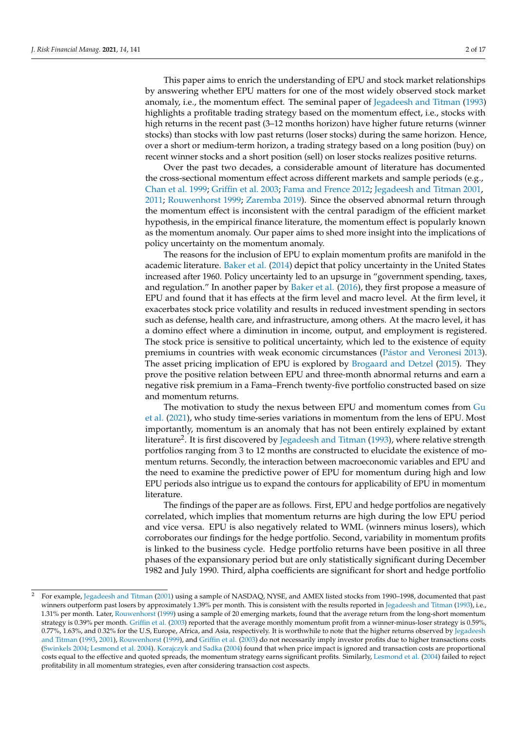This paper aims to enrich the understanding of EPU and stock market relationships by answering whether EPU matters for one of the most widely observed stock market anomaly, i.e., the momentum effect. The seminal paper of Jegadeesh and Titman (1993) highlights a profitable trading strategy based on the momentum effect, i.e., stocks with high returns in the recent past (3–12 months horizon) have higher future returns (winner stocks) than stocks with low past returns (loser stocks) during the same horizon. Hence, over a short or medium-term horizon, a trading strategy based on a long position (buy) on recent winner stocks and a short position (sell) on loser stocks realizes positive returns.

Over the past two decades, a considerable amount of literature has documented the cross-sectional momentum effect across different markets and sample periods (e.g., Chan et al. 1999; Griffin et al. 2003; Fama and Frence 2012; Jegadeesh and Titman 2001, 2011; Rouwenhorst 1999; Zaremba 2019). Since the observed abnormal return through the momentum effect is inconsistent with the central paradigm of the efficient market hypothesis, in the empirical finance literature, the momentum effect is popularly known as the momentum anomaly. Our paper aims to shed more insight into the implications of policy uncertainty on the momentum anomaly.

The reasons for the inclusion of EPU to explain momentum profits are manifold in the academic literature. Baker et al. (2014) depict that policy uncertainty in the United States increased after 1960. Policy uncertainty led to an upsurge in "government spending, taxes, and regulation." In another paper by Baker et al. (2016), they first propose a measure of EPU and found that it has effects at the firm level and macro level. At the firm level, it exacerbates stock price volatility and results in reduced investment spending in sectors such as defense, health care, and infrastructure, among others. At the macro level, it has a domino effect where a diminution in income, output, and employment is registered. The stock price is sensitive to political uncertainty, which led to the existence of equity premiums in countries with weak economic circumstances (Pástor and Veronesi 2013). The asset pricing implication of EPU is explored by Brogaard and Detzel (2015). They prove the positive relation between EPU and three-month abnormal returns and earn a negative risk premium in a Fama–French twenty-five portfolio constructed based on size and momentum returns.

The motivation to study the nexus between EPU and momentum comes from Gu et al. (2021), who study time-series variations in momentum from the lens of EPU. Most importantly, momentum is an anomaly that has not been entirely explained by extant literature[2]. It is first discovered by Jegadeesh and Titman (1993), where relative strength portfolios ranging from 3 to 12 months are constructed to elucidate the existence of momentum returns. Secondly, the interaction between macroeconomic variables and EPU and the need to examine the predictive power of EPU for momentum during high and low EPU periods also intrigue us to expand the contours for applicability of EPU in momentum literature.

The findings of the paper are as follows. First, EPU and hedge portfolios are negatively correlated, which implies that momentum returns are high during the low EPU period and vice versa. EPU is also negatively related to WML (winners minus losers), which corroborates our findings for the hedge portfolio. Second, variability in momentum profits is linked to the business cycle. Hedge portfolio returns have been positive in all three phases of the expansionary period but are only statistically significant during December 1982 and July 1990. Third, alpha coefficients are significant for short and hedge portfolio

[2] For example, Jegadeesh and Titman (2001) using a sample of NASDAQ, NYSE, and AMEX listed stocks from 1990–1998, documented that past winners outperform past losers by approximately 1.39% per month. This is consistent with the results reported in Jegadeesh and Titman (1993), i.e., 1.31% per month. Later, Rouwenhorst (1999) using a sample of 20 emerging markets, found that the average return from the long-short momentum strategy is 0.39% per month. Griffin et al. (2003) reported that the average monthly momentum profit from a winner-minus-loser strategy is 0.59%, 0.77%, 1.63%, and 0.32% for the U.S, Europe, Africa, and Asia, respectively. It is worthwhile to note that the higher returns observed by Jegadeesh and Titman (1993, 2001), Rouwenhorst (1999), and Griffin et al. (2003) do not necessarily imply investor profits due to higher transactions costs (Swinkels 2004; Lesmond et al. 2004). Korajczyk and Sadka (2004) found that when price impact is ignored and transaction costs are proportional costs equal to the effective and quoted spreads, the momentum strategy earns significant profits. Similarly, Lesmond et al. (2004) failed to reject profitability in all momentum strategies, even after considering transaction cost aspects.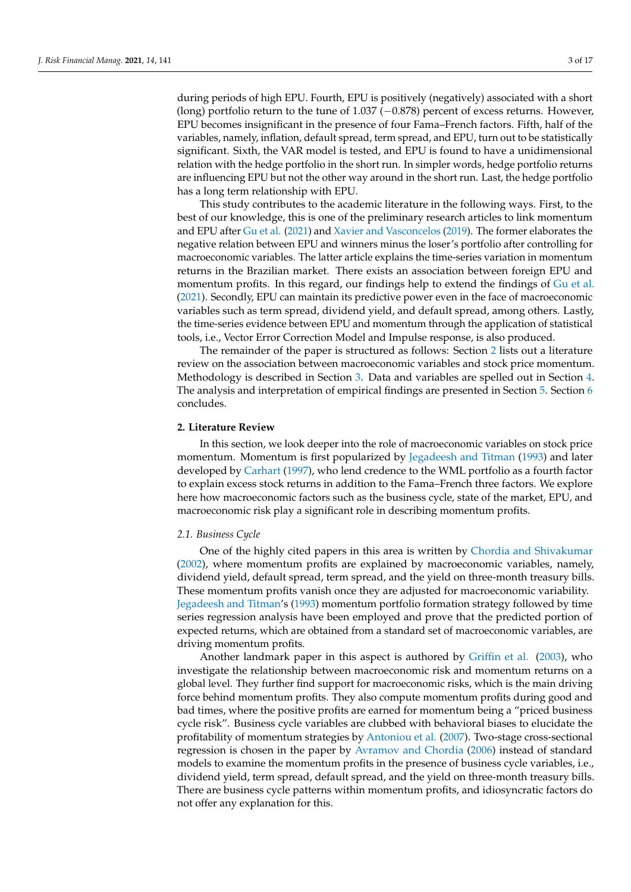during periods of high EPU. Fourth, EPU is positively (negatively) associated with a short (long) portfolio return to the tune of 1.037 (−0.878) percent of excess returns. However, EPU becomes insignificant in the presence of four Fama–French factors. Fifth, half of the variables, namely, inflation, default spread, term spread, and EPU, turn out to be statistically significant. Sixth, the VAR model is tested, and EPU is found to have a unidimensional relation with the hedge portfolio in the short run. In simpler words, hedge portfolio returns are influencing EPU but not the other way around in the short run. Last, the hedge portfolio has a long term relationship with EPU.

This study contributes to the academic literature in the following ways. First, to the best of our knowledge, this is one of the preliminary research articles to link momentum and EPU after Gu et al. (2021) and Xavier and Vasconcelos (2019). The former elaborates the negative relation between EPU and winners minus the loser's portfolio after controlling for macroeconomic variables. The latter article explains the time-series variation in momentum returns in the Brazilian market. There exists an association between foreign EPU and momentum profits. In this regard, our findings help to extend the findings of Gu et al. (2021). Secondly, EPU can maintain its predictive power even in the face of macroeconomic variables such as term spread, dividend yield, and default spread, among others. Lastly, the time-series evidence between EPU and momentum through the application of statistical tools, i.e., Vector Error Correction Model and Impulse response, is also produced.

The remainder of the paper is structured as follows: Section 2 lists out a literature review on the association between macroeconomic variables and stock price momentum. Methodology is described in Section 3. Data and variables are spelled out in Section 4. The analysis and interpretation of empirical findings are presented in Section 5. Section 6 concludes.

## 2. Literature Review

In this section, we look deeper into the role of macroeconomic variables on stock price momentum. Momentum is first popularized by Jegadeesh and Titman (1993) and later developed by Carhart (1997), who lend credence to the WML portfolio as a fourth factor to explain excess stock returns in addition to the Fama–French three factors. We explore here how macroeconomic factors such as the business cycle, state of the market, EPU, and macroeconomic risk play a significant role in describing momentum profits.

### *2.1. Business Cycle*

One of the highly cited papers in this area is written by Chordia and Shivakumar (2002), where momentum profits are explained by macroeconomic variables, namely, dividend yield, default spread, term spread, and the yield on three-month treasury bills. These momentum profits vanish once they are adjusted for macroeconomic variability. Jegadeesh and Titman's (1993) momentum portfolio formation strategy followed by time series regression analysis have been employed and prove that the predicted portion of expected returns, which are obtained from a standard set of macroeconomic variables, are driving momentum profits.

Another landmark paper in this aspect is authored by Griffin et al. (2003), who investigate the relationship between macroeconomic risk and momentum returns on a global level. They further find support for macroeconomic risks, which is the main driving force behind momentum profits. They also compute momentum profits during good and bad times, where the positive profits are earned for momentum being a "priced business cycle risk". Business cycle variables are clubbed with behavioral biases to elucidate the profitability of momentum strategies by Antoniou et al. (2007). Two-stage cross-sectional regression is chosen in the paper by Avramov and Chordia (2006) instead of standard models to examine the momentum profits in the presence of business cycle variables, i.e., dividend yield, term spread, default spread, and the yield on three-month treasury bills. There are business cycle patterns within momentum profits, and idiosyncratic factors do not offer any explanation for this.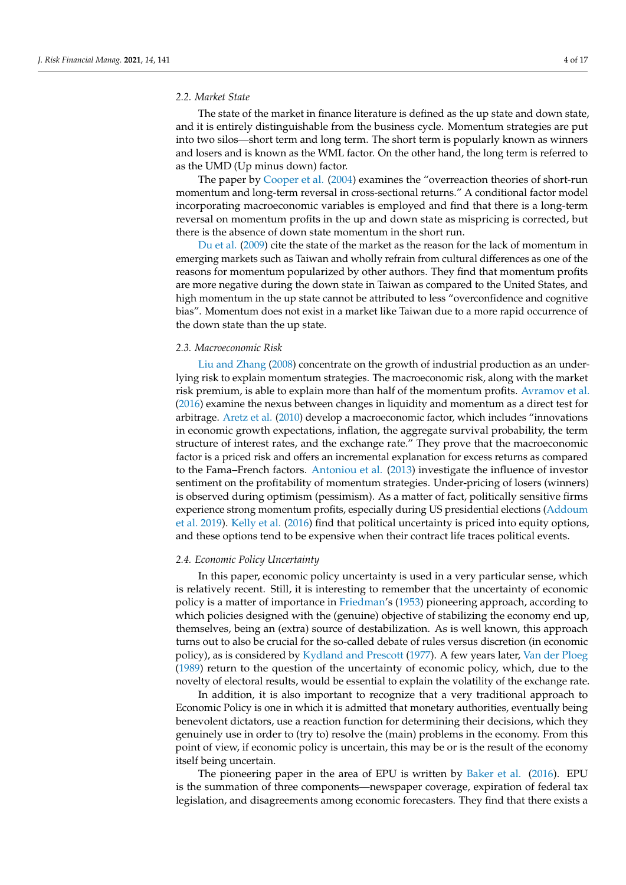### 2.2. Market State

The state of the market in finance literature is defined as the up state and down state, and it is entirely distinguishable from the business cycle. Momentum strategies are put into two silos—short term and long term. The short term is popularly known as winners and losers and is known as the WML factor. On the other hand, the long term is referred to as the UMD (Up minus down) factor.

The paper by Cooper et al. (2004) examines the "overreaction theories of short-run momentum and long-term reversal in cross-sectional returns." A conditional factor model incorporating macroeconomic variables is employed and find that there is a long-term reversal on momentum profits in the up and down state as mispricing is corrected, but there is the absence of down state momentum in the short run.

Du et al. (2009) cite the state of the market as the reason for the lack of momentum in emerging markets such as Taiwan and wholly refrain from cultural differences as one of the reasons for momentum popularized by other authors. They find that momentum profits are more negative during the down state in Taiwan as compared to the United States, and high momentum in the up state cannot be attributed to less "overconfidence and cognitive bias". Momentum does not exist in a market like Taiwan due to a more rapid occurrence of the down state than the up state.

### 2.3. Macroeconomic Risk

Liu and Zhang (2008) concentrate on the growth of industrial production as an underlying risk to explain momentum strategies. The macroeconomic risk, along with the market risk premium, is able to explain more than half of the momentum profits. Avramov et al. (2016) examine the nexus between changes in liquidity and momentum as a direct test for arbitrage. Aretz et al. (2010) develop a macroeconomic factor, which includes "innovations in economic growth expectations, inflation, the aggregate survival probability, the term structure of interest rates, and the exchange rate." They prove that the macroeconomic factor is a priced risk and offers an incremental explanation for excess returns as compared to the Fama–French factors. Antoniou et al. (2013) investigate the influence of investor sentiment on the profitability of momentum strategies. Under-pricing of losers (winners) is observed during optimism (pessimism). As a matter of fact, politically sensitive firms experience strong momentum profits, especially during US presidential elections (Addoum et al. 2019). Kelly et al. (2016) find that political uncertainty is priced into equity options, and these options tend to be expensive when their contract life traces political events.

### 2.4. Economic Policy Uncertainty

In this paper, economic policy uncertainty is used in a very particular sense, which is relatively recent. Still, it is interesting to remember that the uncertainty of economic policy is a matter of importance in Friedman's (1953) pioneering approach, according to which policies designed with the (genuine) objective of stabilizing the economy end up, themselves, being an (extra) source of destabilization. As is well known, this approach turns out to also be crucial for the so-called debate of rules versus discretion (in economic policy), as is considered by Kydland and Prescott (1977). A few years later, Van der Ploeg (1989) return to the question of the uncertainty of economic policy, which, due to the novelty of electoral results, would be essential to explain the volatility of the exchange rate.

In addition, it is also important to recognize that a very traditional approach to Economic Policy is one in which it is admitted that monetary authorities, eventually being benevolent dictators, use a reaction function for determining their decisions, which they genuinely use in order to (try to) resolve the (main) problems in the economy. From this point of view, if economic policy is uncertain, this may be or is the result of the economy itself being uncertain.

The pioneering paper in the area of EPU is written by Baker et al. (2016). EPU is the summation of three components—newspaper coverage, expiration of federal tax legislation, and disagreements among economic forecasters. They find that there exists a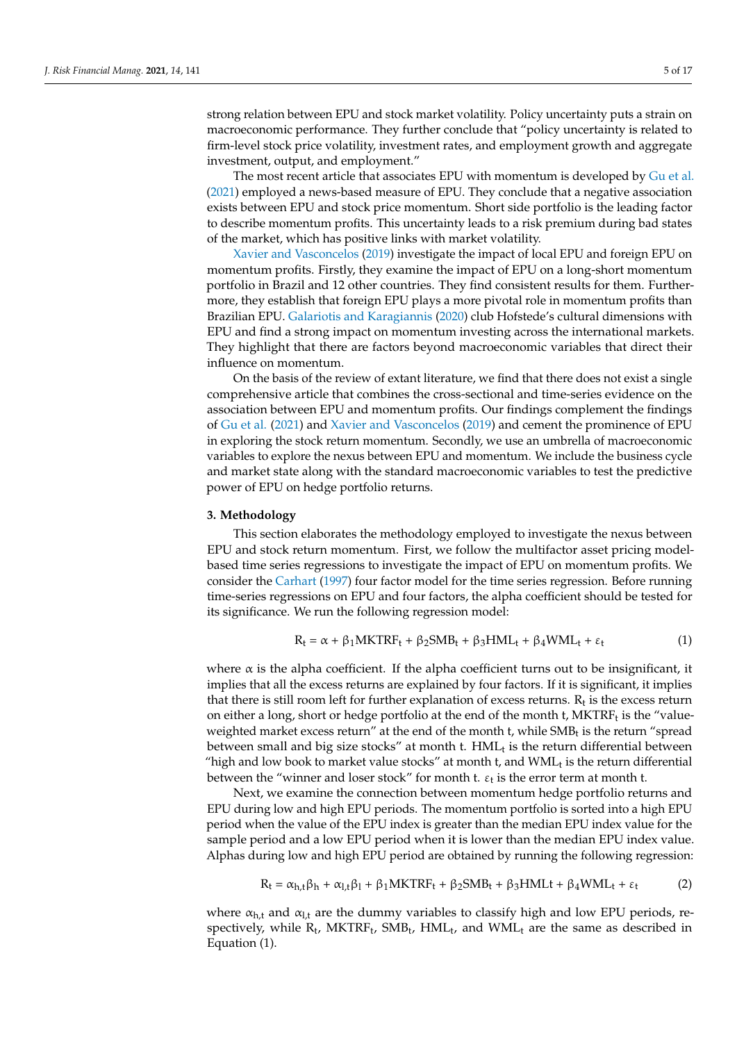strong relation between EPU and stock market volatility. Policy uncertainty puts a strain on macroeconomic performance. They further conclude that "policy uncertainty is related to firm-level stock price volatility, investment rates, and employment growth and aggregate investment, output, and employment."

The most recent article that associates EPU with momentum is developed by Gu et al. (2021) employed a news-based measure of EPU. They conclude that a negative association exists between EPU and stock price momentum. Short side portfolio is the leading factor to describe momentum profits. This uncertainty leads to a risk premium during bad states of the market, which has positive links with market volatility.

Xavier and Vasconcelos (2019) investigate the impact of local EPU and foreign EPU on momentum profits. Firstly, they examine the impact of EPU on a long-short momentum portfolio in Brazil and 12 other countries. They find consistent results for them. Furthermore, they establish that foreign EPU plays a more pivotal role in momentum profits than Brazilian EPU. Galariotis and Karagiannis (2020) club Hofstede's cultural dimensions with EPU and find a strong impact on momentum investing across the international markets. They highlight that there are factors beyond macroeconomic variables that direct their influence on momentum.

On the basis of the review of extant literature, we find that there does not exist a single comprehensive article that combines the cross-sectional and time-series evidence on the association between EPU and momentum profits. Our findings complement the findings of Gu et al. (2021) and Xavier and Vasconcelos (2019) and cement the prominence of EPU in exploring the stock return momentum. Secondly, we use an umbrella of macroeconomic variables to explore the nexus between EPU and momentum. We include the business cycle and market state along with the standard macroeconomic variables to test the predictive power of EPU on hedge portfolio returns.

## 3. Methodology

This section elaborates the methodology employed to investigate the nexus between EPU and stock return momentum. First, we follow the multifactor asset pricing model-based time series regressions to investigate the impact of EPU on momentum profits. We consider the Carhart (1997) four factor model for the time series regression. Before running time-series regressions on EPU and four factors, the alpha coefficient should be tested for its significance. We run the following regression model:

$$R_t = \alpha + \beta_1 MKTRF_t + \beta_2 SMB_t + \beta_3 HML_t + \beta_4 WML_t + \varepsilon_t \tag{1}$$

where $\alpha$ is the alpha coefficient. If the alpha coefficient turns out to be insignificant, it implies that all the excess returns are explained by four factors. If it is significant, it implies that there is still room left for further explanation of excess returns. $R_t$ is the excess return on either a long, short or hedge portfolio at the end of the month t, $MKTRF_t$ is the "value-weighted market excess return" at the end of the month t, while $SMB_t$ is the return "spread between small and big size stocks" at month t. $HML_t$ is the return differential between "high and low book to market value stocks" at month t, and $WML_t$ is the return differential between the "winner and loser stock" for month t. $\varepsilon_t$ is the error term at month t.

Next, we examine the connection between momentum hedge portfolio returns and EPU during low and high EPU periods. The momentum portfolio is sorted into a high EPU period when the value of the EPU index is greater than the median EPU index value for the sample period and a low EPU period when it is lower than the median EPU index value. Alphas during low and high EPU period are obtained by running the following regression:

$$R_t = \alpha_{h,t}\beta_h + \alpha_{l,t}\beta_l + \beta_1 MKTRF_t + \beta_2 SMB_t + \beta_3 HMLt + \beta_4 WML_t + \varepsilon_t \tag{2}$$

where $\alpha_{h,t}$ and $\alpha_{l,t}$ are the dummy variables to classify high and low EPU periods, respectively, while $R_t$, $MKTRF_t$, $SMB_t$, $HML_t$, and $WML_t$ are the same as described in Equation (1).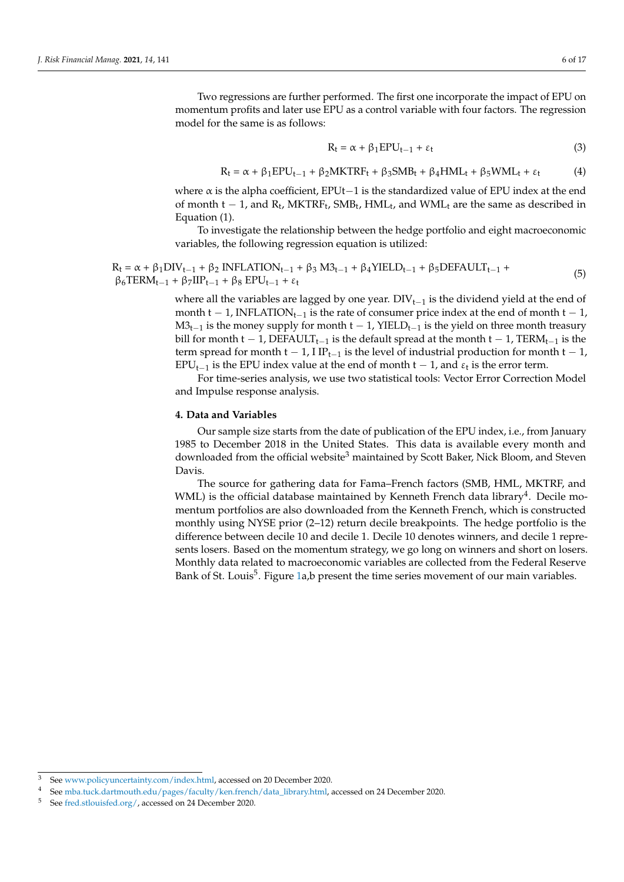Two regressions are further performed. The first one incorporate the impact of EPU on momentum profits and later use EPU as a control variable with four factors. The regression model for the same is as follows:

$$R_t = \alpha + \beta_1 EPU_{t-1} + \varepsilon_t \tag{3}$$

$$R_t = \alpha + \beta_1 EPU_{t-1} + \beta_2 MKTRF_t + \beta_3 SMB_t + \beta_4 HML_t + \beta_5 WML_t + \varepsilon_t \tag{4}$$

where $\alpha$ is the alpha coefficient, EPUt−1 is the standardized value of EPU index at the end of month $t - 1$, and $R_t$, $MKTRF_t$, $SMB_t$, $HML_t$, and $WML_t$ are the same as described in Equation (1).

To investigate the relationship between the hedge portfolio and eight macroeconomic variables, the following regression equation is utilized:

$$R_t = \alpha + \beta_1 DIV_{t-1} + \beta_2\ INFLATION_{t-1} + \beta_3\ M3_{t-1} + \beta_4 YIELD_{t-1} + \beta_5 DEFAULT_{t-1} + \beta_6 TERM_{t-1} + \beta_7 IIP_{t-1} + \beta_8\ EPU_{t-1} + \varepsilon_t \tag{5}$$

where all the variables are lagged by one year. $DIV_{t-1}$ is the dividend yield at the end of month $t - 1$, $INFLATION_{t-1}$ is the rate of consumer price index at the end of month $t - 1$, $M3_{t-1}$ is the money supply for month $t - 1$, $YIELD_{t-1}$ is the yield on three month treasury bill for month $t - 1$, $DEFAULT_{t-1}$ is the default spread at the month $t - 1$, $TERM_{t-1}$ is the term spread for month $t - 1$, $I\ IP_{t-1}$ is the level of industrial production for month $t - 1$, $EPU_{t-1}$ is the EPU index value at the end of month $t - 1$, and $\varepsilon_t$ is the error term.

For time-series analysis, we use two statistical tools: Vector Error Correction Model and Impulse response analysis.

## 4. Data and Variables

Our sample size starts from the date of publication of the EPU index, i.e., from January 1985 to December 2018 in the United States. This data is available every month and downloaded from the official website[3] maintained by Scott Baker, Nick Bloom, and Steven Davis.

The source for gathering data for Fama–French factors (SMB, HML, MKTRF, and WML) is the official database maintained by Kenneth French data library[4]. Decile momentum portfolios are also downloaded from the Kenneth French, which is constructed monthly using NYSE prior (2–12) return decile breakpoints. The hedge portfolio is the difference between decile 10 and decile 1. Decile 10 denotes winners, and decile 1 represents losers. Based on the momentum strategy, we go long on winners and short on losers. Monthly data related to macroeconomic variables are collected from the Federal Reserve Bank of St. Louis[5]. Figure 1a,b present the time series movement of our main variables.

---

[3] See www.policyuncertainty.com/index.html, accessed on 20 December 2020.

[4] See mba.tuck.dartmouth.edu/pages/faculty/ken.french/data_library.html, accessed on 24 December 2020.

[5] See fred.stlouisfed.org/, accessed on 24 December 2020.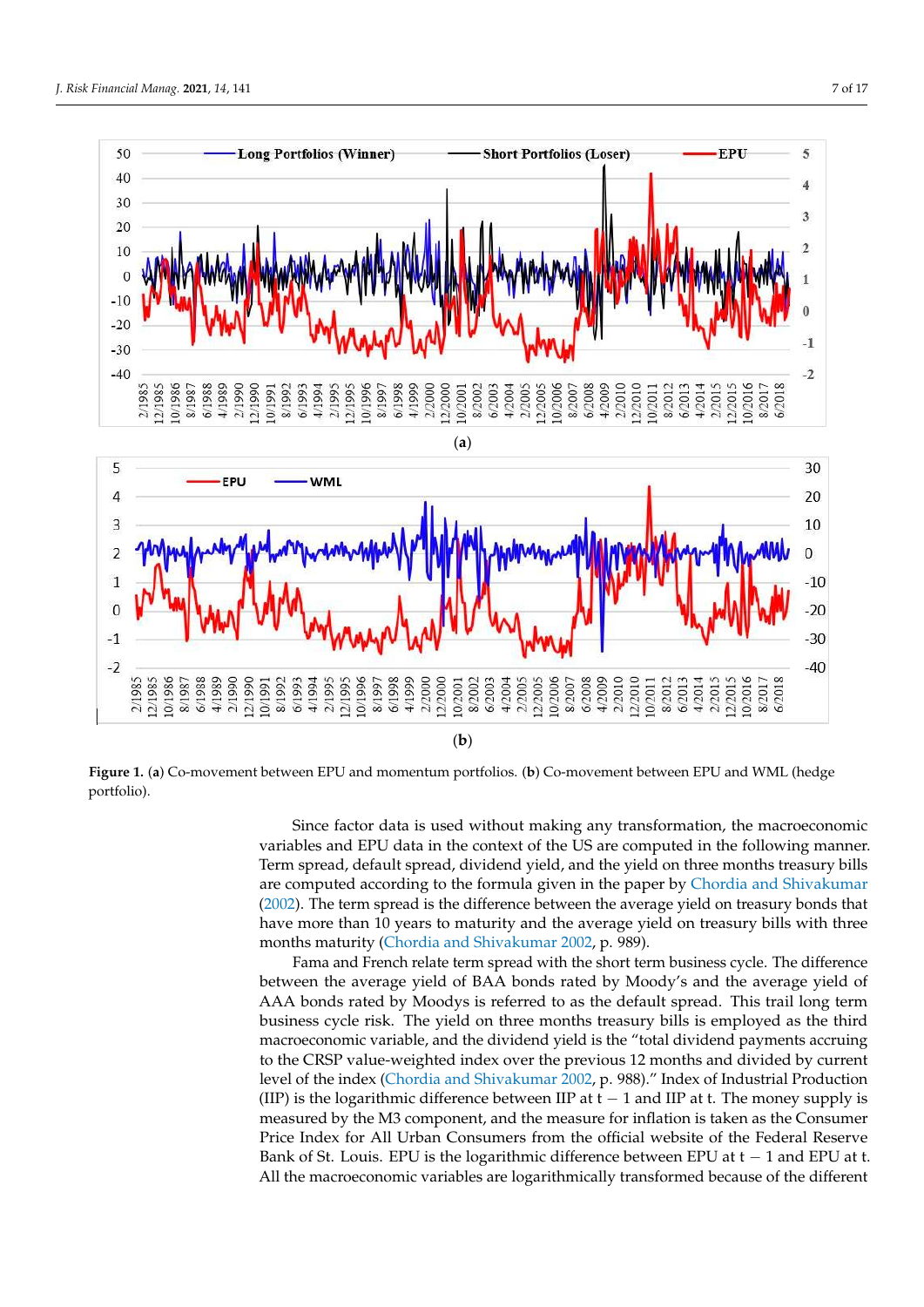**Figure 1.** (**a**) Co-movement between EPU and momentum portfolios. (**b**) Co-movement between EPU and WML (hedge portfolio).

Since factor data is used without making any transformation, the macroeconomic variables and EPU data in the context of the US are computed in the following manner. Term spread, default spread, dividend yield, and the yield on three months treasury bills are computed according to the formula given in the paper by Chordia and Shivakumar (2002). The term spread is the difference between the average yield on treasury bonds that have more than 10 years to maturity and the average yield on treasury bills with three months maturity (Chordia and Shivakumar 2002, p. 989).

Fama and French relate term spread with the short term business cycle. The difference between the average yield of BAA bonds rated by Moody's and the average yield of AAA bonds rated by Moodys is referred to as the default spread. This trail long term business cycle risk. The yield on three months treasury bills is employed as the third macroeconomic variable, and the dividend yield is the "total dividend payments accruing to the CRSP value-weighted index over the previous 12 months and divided by current level of the index (Chordia and Shivakumar 2002, p. 988)." Index of Industrial Production (IIP) is the logarithmic difference between IIP at $t - 1$ and IIP at t. The money supply is measured by the M3 component, and the measure for inflation is taken as the Consumer Price Index for All Urban Consumers from the official website of the Federal Reserve Bank of St. Louis. EPU is the logarithmic difference between EPU at $t - 1$ and EPU at t. All the macroeconomic variables are logarithmically transformed because of the different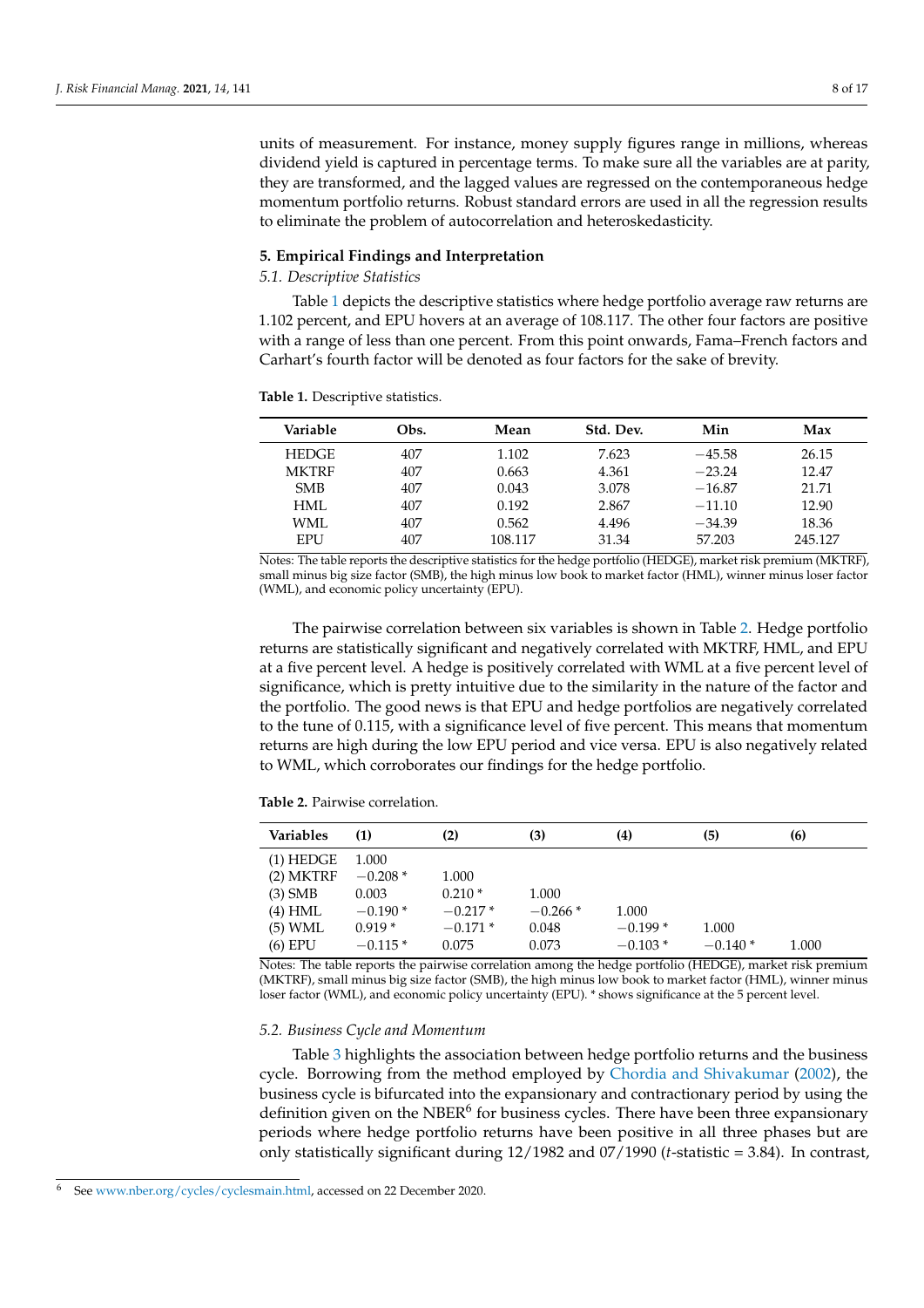units of measurement. For instance, money supply figures range in millions, whereas dividend yield is captured in percentage terms. To make sure all the variables are at parity, they are transformed, and the lagged values are regressed on the contemporaneous hedge momentum portfolio returns. Robust standard errors are used in all the regression results to eliminate the problem of autocorrelation and heteroskedasticity.

## 5. Empirical Findings and Interpretation

### *5.1. Descriptive Statistics*

Table 1 depicts the descriptive statistics where hedge portfolio average raw returns are 1.102 percent, and EPU hovers at an average of 108.117. The other four factors are positive with a range of less than one percent. From this point onwards, Fama–French factors and Carhart's fourth factor will be denoted as four factors for the sake of brevity.

**Table 1.** Descriptive statistics.

| Variable | Obs. | Mean | Std. Dev. | Min | Max |
|---|---|---|---|---|---|
| HEDGE | 407 | 1.102 | 7.623 | −45.58 | 26.15 |
| MKTRF | 407 | 0.663 | 4.361 | −23.24 | 12.47 |
| SMB | 407 | 0.043 | 3.078 | −16.87 | 21.71 |
| HML | 407 | 0.192 | 2.867 | −11.10 | 12.90 |
| WML | 407 | 0.562 | 4.496 | −34.39 | 18.36 |
| EPU | 407 | 108.117 | 31.34 | 57.203 | 245.127 |

Notes: The table reports the descriptive statistics for the hedge portfolio (HEDGE), market risk premium (MKTRF), small minus big size factor (SMB), the high minus low book to market factor (HML), winner minus loser factor (WML), and economic policy uncertainty (EPU).

The pairwise correlation between six variables is shown in Table 2. Hedge portfolio returns are statistically significant and negatively correlated with MKTRF, HML, and EPU at a five percent level. A hedge is positively correlated with WML at a five percent level of significance, which is pretty intuitive due to the similarity in the nature of the factor and the portfolio. The good news is that EPU and hedge portfolios are negatively correlated to the tune of 0.115, with a significance level of five percent. This means that momentum returns are high during the low EPU period and vice versa. EPU is also negatively related to WML, which corroborates our findings for the hedge portfolio.

**Table 2.** Pairwise correlation.

| Variables | (1) | (2) | (3) | (4) | (5) | (6) |
|---|---|---|---|---|---|---|
| (1) HEDGE | 1.000 | | | | | |
| (2) MKTRF | −0.208 * | 1.000 | | | | |
| (3) SMB | 0.003 | 0.210 * | 1.000 | | | |
| (4) HML | −0.190 * | −0.217 * | −0.266 * | 1.000 | | |
| (5) WML | 0.919 * | −0.171 * | 0.048 | −0.199 * | 1.000 | |
| (6) EPU | −0.115 * | 0.075 | 0.073 | −0.103 * | −0.140 * | 1.000 |

Notes: The table reports the pairwise correlation among the hedge portfolio (HEDGE), market risk premium (MKTRF), small minus big size factor (SMB), the high minus low book to market factor (HML), winner minus loser factor (WML), and economic policy uncertainty (EPU). * shows significance at the 5 percent level.

### *5.2. Business Cycle and Momentum*

Table 3 highlights the association between hedge portfolio returns and the business cycle. Borrowing from the method employed by Chordia and Shivakumar (2002), the business cycle is bifurcated into the expansionary and contractionary period by using the definition given on the NBER[6] for business cycles. There have been three expansionary periods where hedge portfolio returns have been positive in all three phases but are only statistically significant during 12/1982 and 07/1990 ($t$-statistic = 3.84). In contrast,

[6] See www.nber.org/cycles/cyclesmain.html, accessed on 22 December 2020.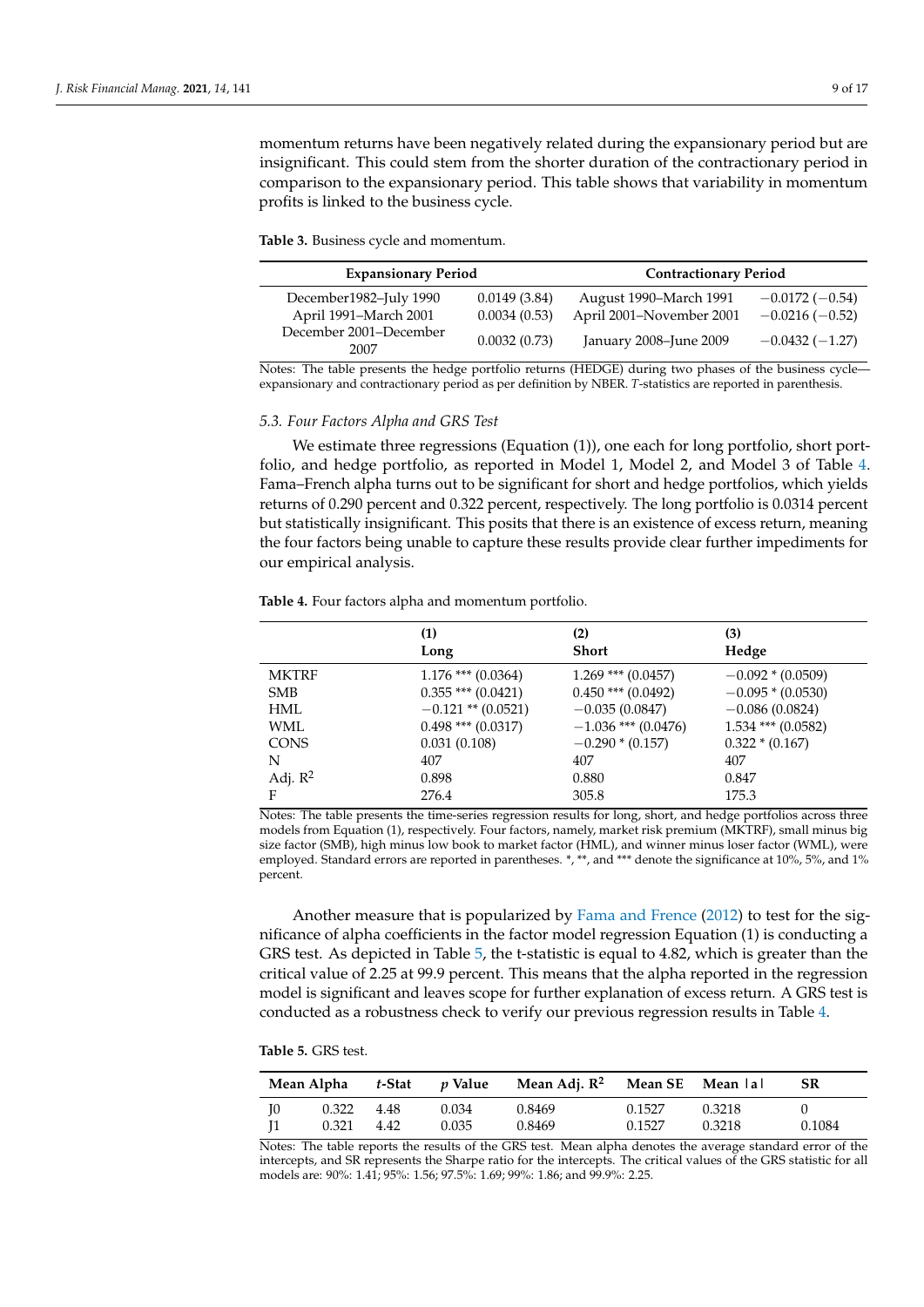momentum returns have been negatively related during the expansionary period but are insignificant. This could stem from the shorter duration of the contractionary period in comparison to the expansionary period. This table shows that variability in momentum profits is linked to the business cycle.

**Table 3.** Business cycle and momentum.

| Expansionary Period | | Contractionary Period | |
|---|---|---|---|
| December1982–July 1990 | 0.0149 (3.84) | August 1990–March 1991 | −0.0172 (−0.54) |
| April 1991–March 2001 | 0.0034 (0.53) | April 2001–November 2001 | −0.0216 (−0.52) |
| December 2001–December 2007 | 0.0032 (0.73) | January 2008–June 2009 | −0.0432 (−1.27) |

Notes: The table presents the hedge portfolio returns (HEDGE) during two phases of the business cycle—expansionary and contractionary period as per definition by NBER. *T*-statistics are reported in parenthesis.

### *5.3. Four Factors Alpha and GRS Test*

We estimate three regressions (Equation (1)), one each for long portfolio, short portfolio, and hedge portfolio, as reported in Model 1, Model 2, and Model 3 of Table 4. Fama–French alpha turns out to be significant for short and hedge portfolios, which yields returns of 0.290 percent and 0.322 percent, respectively. The long portfolio is 0.0314 percent but statistically insignificant. This posits that there is an existence of excess return, meaning the four factors being unable to capture these results provide clear further impediments for our empirical analysis.

**Table 4.** Four factors alpha and momentum portfolio.

| | (1) Long | (2) Short | (3) Hedge |
|---|---|---|---|
| MKTRF | 1.176 *** (0.0364) | 1.269 *** (0.0457) | −0.092 * (0.0509) |
| SMB | 0.355 *** (0.0421) | 0.450 *** (0.0492) | −0.095 * (0.0530) |
| HML | −0.121 ** (0.0521) | −0.035 (0.0847) | −0.086 (0.0824) |
| WML | 0.498 *** (0.0317) | −1.036 *** (0.0476) | 1.534 *** (0.0582) |
| CONS | 0.031 (0.108) | −0.290 * (0.157) | 0.322 * (0.167) |
| N | 407 | 407 | 407 |
| Adj. $R^2$ | 0.898 | 0.880 | 0.847 |
| F | 276.4 | 305.8 | 175.3 |

Notes: The table presents the time-series regression results for long, short, and hedge portfolios across three models from Equation (1), respectively. Four factors, namely, market risk premium (MKTRF), small minus big size factor (SMB), high minus low book to market factor (HML), and winner minus loser factor (WML), were employed. Standard errors are reported in parentheses. *, **, and *** denote the significance at 10%, 5%, and 1% percent.

Another measure that is popularized by Fama and Frence (2012) to test for the significance of alpha coefficients in the factor model regression Equation (1) is conducting a GRS test. As depicted in Table 5, the t-statistic is equal to 4.82, which is greater than the critical value of 2.25 at 99.9 percent. This means that the alpha reported in the regression model is significant and leaves scope for further explanation of excess return. A GRS test is conducted as a robustness check to verify our previous regression results in Table 4.

**Table 5.** GRS test.

| | Mean Alpha | *t*-Stat | *p* Value | Mean Adj. $R^2$ | Mean SE | Mean \|a\| | SR |
|---|---|---|---|---|---|---|---|
| J0 | 0.322 | 4.48 | 0.034 | 0.8469 | 0.1527 | 0.3218 | 0 |
| J1 | 0.321 | 4.42 | 0.035 | 0.8469 | 0.1527 | 0.3218 | 0.1084 |

Notes: The table reports the results of the GRS test. Mean alpha denotes the average standard error of the intercepts, and SR represents the Sharpe ratio for the intercepts. The critical values of the GRS statistic for all models are: 90%: 1.41; 95%: 1.56; 97.5%: 1.69; 99%: 1.86; and 99.9%: 2.25.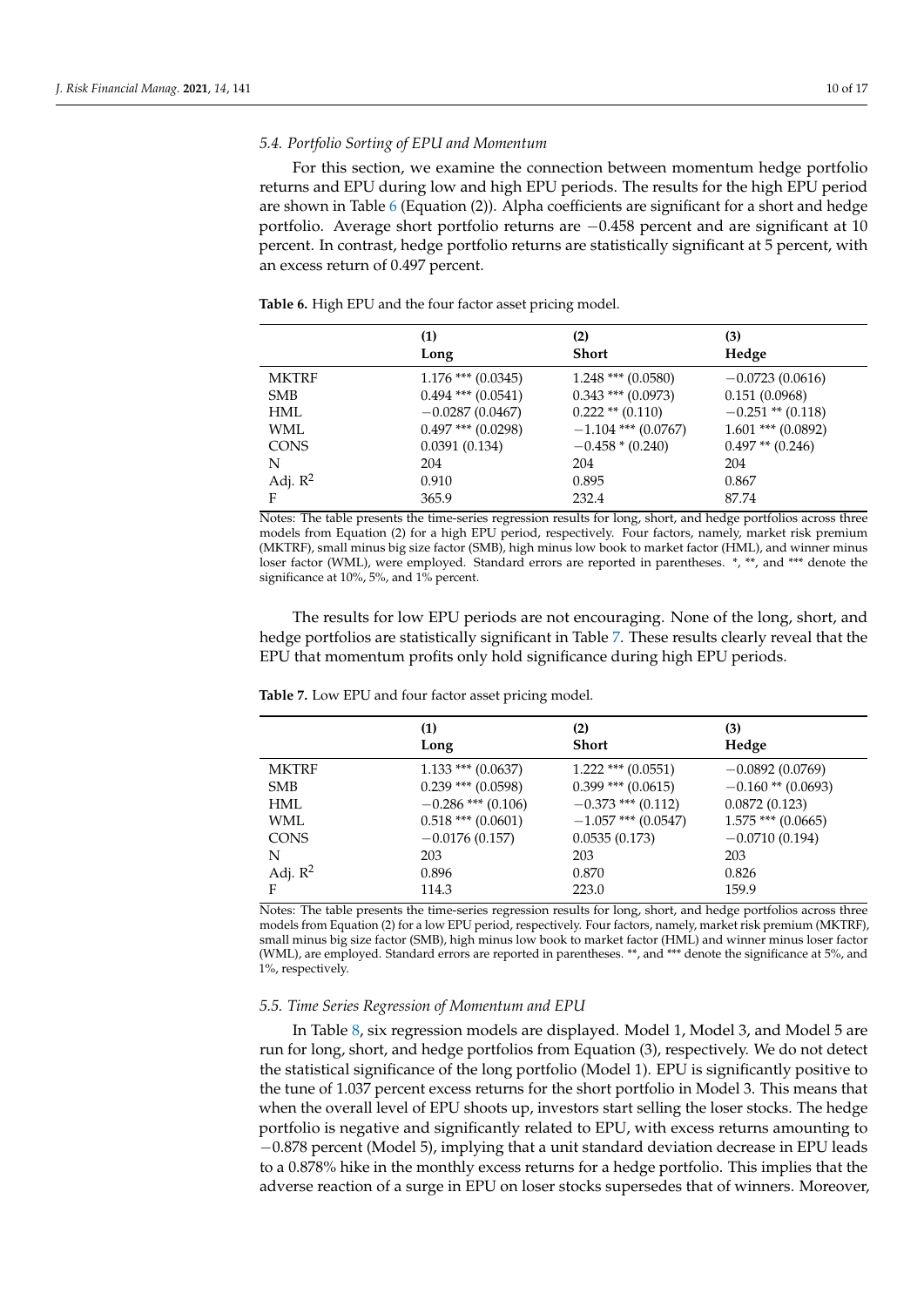### 5.4. Portfolio Sorting of EPU and Momentum

For this section, we examine the connection between momentum hedge portfolio returns and EPU during low and high EPU periods. The results for the high EPU period are shown in Table 6 (Equation (2)). Alpha coefficients are significant for a short and hedge portfolio. Average short portfolio returns are −0.458 percent and are significant at 10 percent. In contrast, hedge portfolio returns are statistically significant at 5 percent, with an excess return of 0.497 percent.

**Table 6.** High EPU and the four factor asset pricing model.

| | (1) Long | (2) Short | (3) Hedge |
|---|---|---|---|
| MKTRF | 1.176 *** (0.0345) | 1.248 *** (0.0580) | −0.0723 (0.0616) |
| SMB | 0.494 *** (0.0541) | 0.343 *** (0.0973) | 0.151 (0.0968) |
| HML | −0.0287 (0.0467) | 0.222 ** (0.110) | −0.251 ** (0.118) |
| WML | 0.497 *** (0.0298) | −1.104 *** (0.0767) | 1.601 *** (0.0892) |
| CONS | 0.0391 (0.134) | −0.458 * (0.240) | 0.497 ** (0.246) |
| N | 204 | 204 | 204 |
| Adj. $R^2$ | 0.910 | 0.895 | 0.867 |
| F | 365.9 | 232.4 | 87.74 |

Notes: The table presents the time-series regression results for long, short, and hedge portfolios across three models from Equation (2) for a high EPU period, respectively. Four factors, namely, market risk premium (MKTRF), small minus big size factor (SMB), high minus low book to market factor (HML), and winner minus loser factor (WML), were employed. Standard errors are reported in parentheses. *, **, and *** denote the significance at 10%, 5%, and 1% percent.

The results for low EPU periods are not encouraging. None of the long, short, and hedge portfolios are statistically significant in Table 7. These results clearly reveal that the EPU that momentum profits only hold significance during high EPU periods.

**Table 7.** Low EPU and four factor asset pricing model.

| | (1) Long | (2) Short | (3) Hedge |
|---|---|---|---|
| MKTRF | 1.133 *** (0.0637) | 1.222 *** (0.0551) | −0.0892 (0.0769) |
| SMB | 0.239 *** (0.0598) | 0.399 *** (0.0615) | −0.160 ** (0.0693) |
| HML | −0.286 *** (0.106) | −0.373 *** (0.112) | 0.0872 (0.123) |
| WML | 0.518 *** (0.0601) | −1.057 *** (0.0547) | 1.575 *** (0.0665) |
| CONS | −0.0176 (0.157) | 0.0535 (0.173) | −0.0710 (0.194) |
| N | 203 | 203 | 203 |
| Adj. $R^2$ | 0.896 | 0.870 | 0.826 |
| F | 114.3 | 223.0 | 159.9 |

Notes: The table presents the time-series regression results for long, short, and hedge portfolios across three models from Equation (2) for a low EPU period, respectively. Four factors, namely, market risk premium (MKTRF), small minus big size factor (SMB), high minus low book to market factor (HML) and winner minus loser factor (WML), are employed. Standard errors are reported in parentheses. **, and *** denote the significance at 5%, and 1%, respectively.

### 5.5. Time Series Regression of Momentum and EPU

In Table 8, six regression models are displayed. Model 1, Model 3, and Model 5 are run for long, short, and hedge portfolios from Equation (3), respectively. We do not detect the statistical significance of the long portfolio (Model 1). EPU is significantly positive to the tune of 1.037 percent excess returns for the short portfolio in Model 3. This means that when the overall level of EPU shoots up, investors start selling the loser stocks. The hedge portfolio is negative and significantly related to EPU, with excess returns amounting to −0.878 percent (Model 5), implying that a unit standard deviation decrease in EPU leads to a 0.878% hike in the monthly excess returns for a hedge portfolio. This implies that the adverse reaction of a surge in EPU on loser stocks supersedes that of winners. Moreover,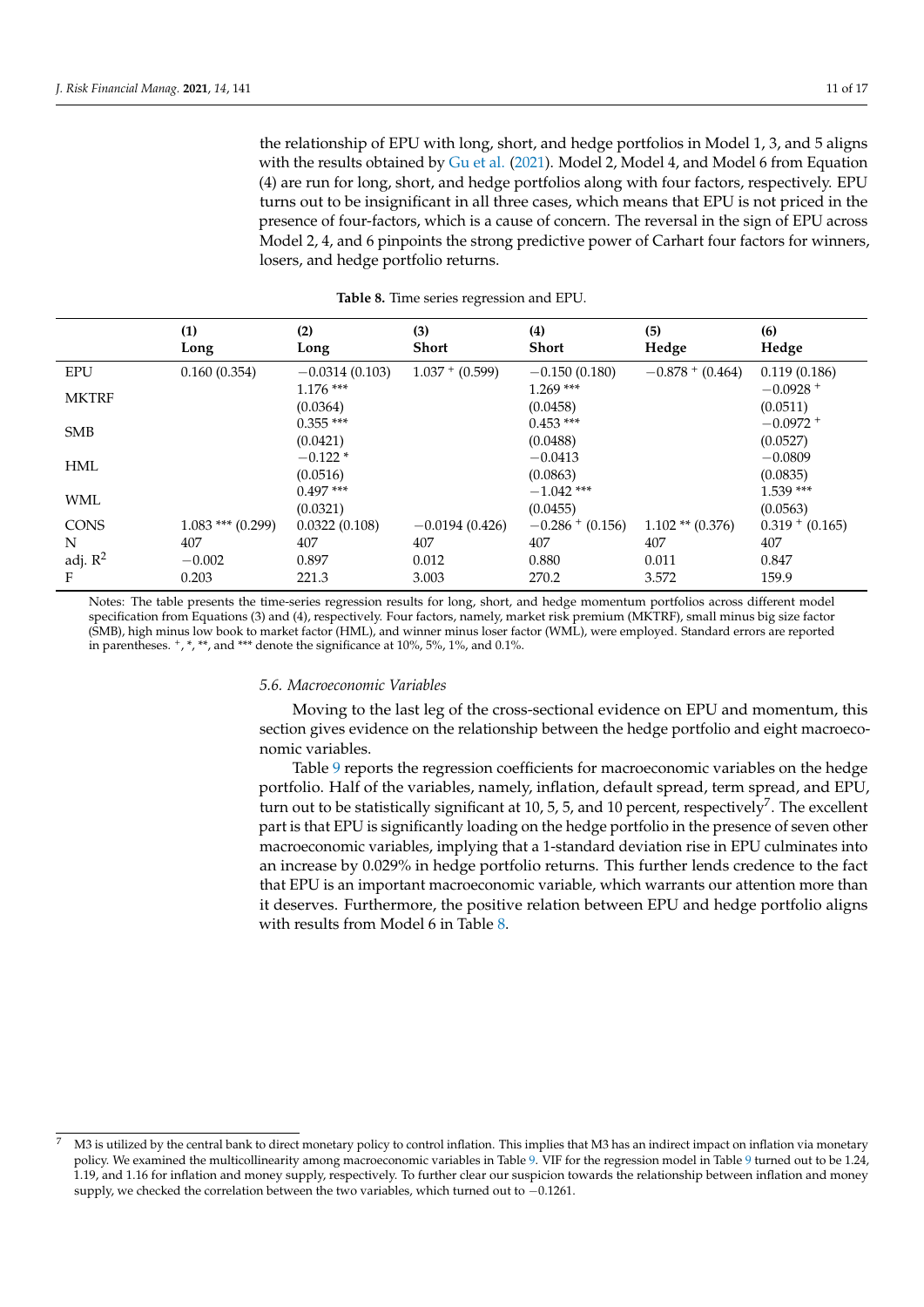the relationship of EPU with long, short, and hedge portfolios in Model 1, 3, and 5 aligns with the results obtained by Gu et al. (2021). Model 2, Model 4, and Model 6 from Equation (4) are run for long, short, and hedge portfolios along with four factors, respectively. EPU turns out to be insignificant in all three cases, which means that EPU is not priced in the presence of four-factors, which is a cause of concern. The reversal in the sign of EPU across Model 2, 4, and 6 pinpoints the strong predictive power of Carhart four factors for winners, losers, and hedge portfolio returns.

**Table 8.** Time series regression and EPU.

| | (1) Long | (2) Long | (3) Short | (4) Short | (5) Hedge | (6) Hedge |
|---|---|---|---|---|---|---|
| EPU | 0.160 (0.354) | −0.0314 (0.103) | 1.037 + (0.599) | −0.150 (0.180) | −0.878 + (0.464) | 0.119 (0.186) |
| MKTRF | | 1.176 *** (0.0364) | | 1.269 *** (0.0458) | | −0.0928 + (0.0511) |
| SMB | | 0.355 *** (0.0421) | | 0.453 *** (0.0488) | | −0.0972 + (0.0527) |
| HML | | −0.122 * (0.0516) | | −0.0413 (0.0863) | | −0.0809 (0.0835) |
| WML | | 0.497 *** (0.0321) | | −1.042 *** (0.0455) | | 1.539 *** (0.0563) |
| CONS | 1.083 *** (0.299) | 0.0322 (0.108) | −0.0194 (0.426) | −0.286 + (0.156) | 1.102 ** (0.376) | 0.319 + (0.165) |
| N | 407 | 407 | 407 | 407 | 407 | 407 |
| adj. $R^2$ | −0.002 | 0.897 | 0.012 | 0.880 | 0.011 | 0.847 |
| F | 0.203 | 221.3 | 3.003 | 270.2 | 3.572 | 159.9 |

Notes: The table presents the time-series regression results for long, short, and hedge momentum portfolios across different model specification from Equations (3) and (4), respectively. Four factors, namely, market risk premium (MKTRF), small minus big size factor (SMB), high minus low book to market factor (HML), and winner minus loser factor (WML), were employed. Standard errors are reported in parentheses. +, *, **, and *** denote the significance at 10%, 5%, 1%, and 0.1%.

### 5.6. Macroeconomic Variables

Moving to the last leg of the cross-sectional evidence on EPU and momentum, this section gives evidence on the relationship between the hedge portfolio and eight macroeconomic variables.

Table 9 reports the regression coefficients for macroeconomic variables on the hedge portfolio. Half of the variables, namely, inflation, default spread, term spread, and EPU, turn out to be statistically significant at 10, 5, 5, and 10 percent, respectively[7]. The excellent part is that EPU is significantly loading on the hedge portfolio in the presence of seven other macroeconomic variables, implying that a 1-standard deviation rise in EPU culminates into an increase by 0.029% in hedge portfolio returns. This further lends credence to the fact that EPU is an important macroeconomic variable, which warrants our attention more than it deserves. Furthermore, the positive relation between EPU and hedge portfolio aligns with results from Model 6 in Table 8.

[7] M3 is utilized by the central bank to direct monetary policy to control inflation. This implies that M3 has an indirect impact on inflation via monetary policy. We examined the multicollinearity among macroeconomic variables in Table 9. VIF for the regression model in Table 9 turned out to be 1.24, 1.19, and 1.16 for inflation and money supply, respectively. To further clear our suspicion towards the relationship between inflation and money supply, we checked the correlation between the two variables, which turned out to −0.1261.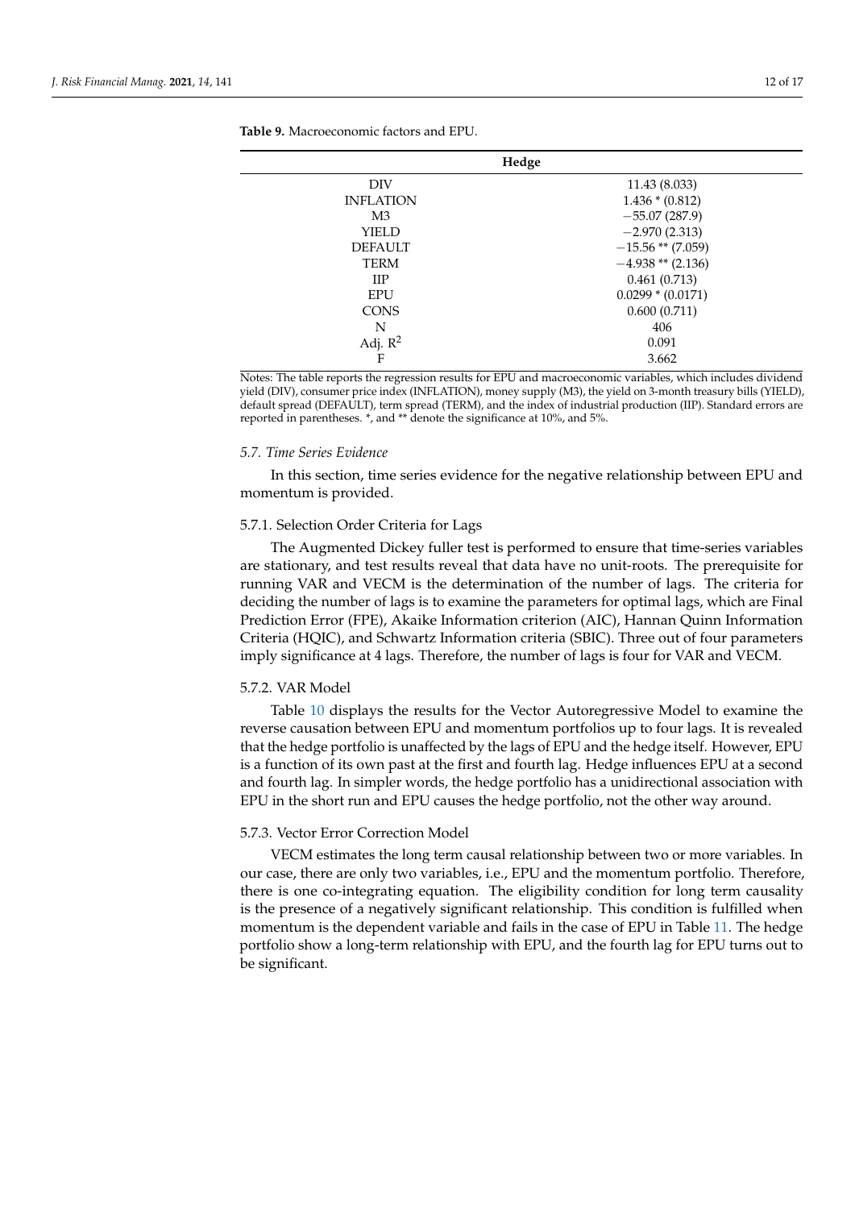**Table 9.** Macroeconomic factors and EPU.

| | Hedge |
|---|---|
| DIV | 11.43 (8.033) |
| INFLATION | 1.436 * (0.812) |
| M3 | −55.07 (287.9) |
| YIELD | −2.970 (2.313) |
| DEFAULT | −15.56 ** (7.059) |
| TERM | −4.938 ** (2.136) |
| IIP | 0.461 (0.713) |
| EPU | 0.0299 * (0.0171) |
| CONS | 0.600 (0.711) |
| N | 406 |
| Adj. $R^2$ | 0.091 |
| F | 3.662 |

Notes: The table reports the regression results for EPU and macroeconomic variables, which includes dividend yield (DIV), consumer price index (INFLATION), money supply (M3), the yield on 3-month treasury bills (YIELD), default spread (DEFAULT), term spread (TERM), and the index of industrial production (IIP). Standard errors are reported in parentheses. *, and ** denote the significance at 10%, and 5%.

### *5.7. Time Series Evidence*

In this section, time series evidence for the negative relationship between EPU and momentum is provided.

#### 5.7.1. Selection Order Criteria for Lags

The Augmented Dickey fuller test is performed to ensure that time-series variables are stationary, and test results reveal that data have no unit-roots. The prerequisite for running VAR and VECM is the determination of the number of lags. The criteria for deciding the number of lags is to examine the parameters for optimal lags, which are Final Prediction Error (FPE), Akaike Information criterion (AIC), Hannan Quinn Information Criteria (HQIC), and Schwartz Information criteria (SBIC). Three out of four parameters imply significance at 4 lags. Therefore, the number of lags is four for VAR and VECM.

#### 5.7.2. VAR Model

Table 10 displays the results for the Vector Autoregressive Model to examine the reverse causation between EPU and momentum portfolios up to four lags. It is revealed that the hedge portfolio is unaffected by the lags of EPU and the hedge itself. However, EPU is a function of its own past at the first and fourth lag. Hedge influences EPU at a second and fourth lag. In simpler words, the hedge portfolio has a unidirectional association with EPU in the short run and EPU causes the hedge portfolio, not the other way around.

#### 5.7.3. Vector Error Correction Model

VECM estimates the long term causal relationship between two or more variables. In our case, there are only two variables, i.e., EPU and the momentum portfolio. Therefore, there is one co-integrating equation. The eligibility condition for long term causality is the presence of a negatively significant relationship. This condition is fulfilled when momentum is the dependent variable and fails in the case of EPU in Table 11. The hedge portfolio show a long-term relationship with EPU, and the fourth lag for EPU turns out to be significant.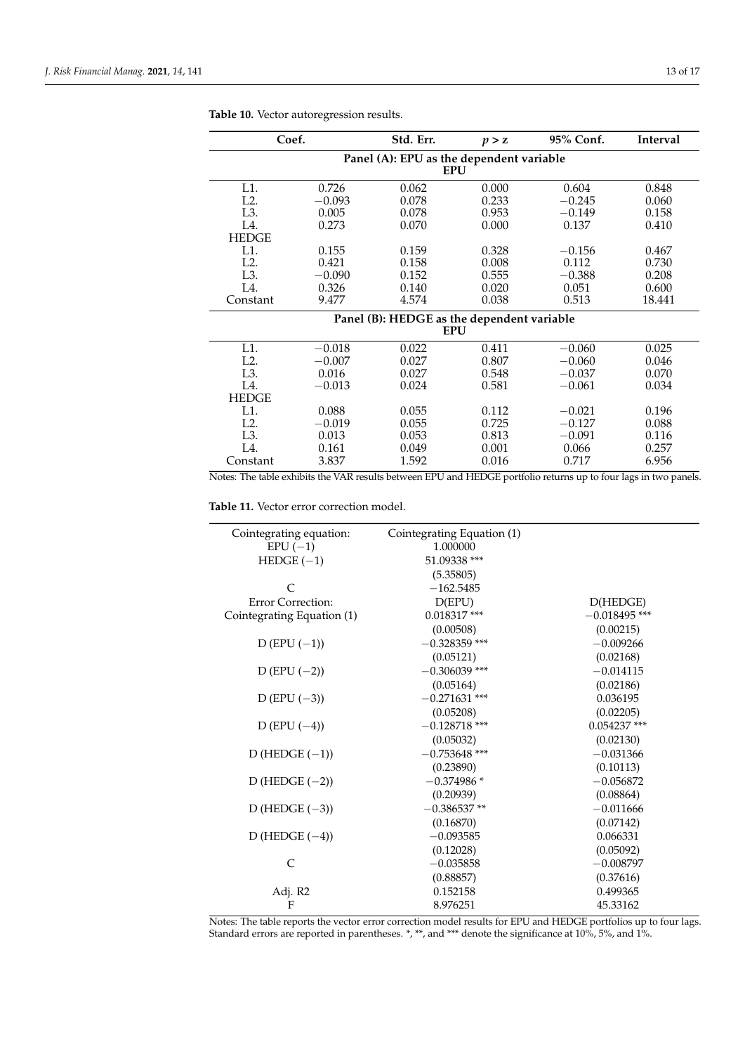**Table 10.** Vector autoregression results.

| | Coef. | Std. Err. | $p > z$ | 95% Conf. | Interval |
|---|---|---|---|---|---|
| **Panel (A): EPU as the dependent variable** | | | | | |
| **EPU** | | | | | |
| L1. | 0.726 | 0.062 | 0.000 | 0.604 | 0.848 |
| L2. | −0.093 | 0.078 | 0.233 | −0.245 | 0.060 |
| L3. | 0.005 | 0.078 | 0.953 | −0.149 | 0.158 |
| L4. | 0.273 | 0.070 | 0.000 | 0.137 | 0.410 |
| HEDGE | | | | | |
| L1. | 0.155 | 0.159 | 0.328 | −0.156 | 0.467 |
| L2. | 0.421 | 0.158 | 0.008 | 0.112 | 0.730 |
| L3. | −0.090 | 0.152 | 0.555 | −0.388 | 0.208 |
| L4. | 0.326 | 0.140 | 0.020 | 0.051 | 0.600 |
| Constant | 9.477 | 4.574 | 0.038 | 0.513 | 18.441 |
| **Panel (B): HEDGE as the dependent variable** | | | | | |
| **EPU** | | | | | |
| L1. | −0.018 | 0.022 | 0.411 | −0.060 | 0.025 |
| L2. | −0.007 | 0.027 | 0.807 | −0.060 | 0.046 |
| L3. | 0.016 | 0.027 | 0.548 | −0.037 | 0.070 |
| L4. | −0.013 | 0.024 | 0.581 | −0.061 | 0.034 |
| HEDGE | | | | | |
| L1. | 0.088 | 0.055 | 0.112 | −0.021 | 0.196 |
| L2. | −0.019 | 0.055 | 0.725 | −0.127 | 0.088 |
| L3. | 0.013 | 0.053 | 0.813 | −0.091 | 0.116 |
| L4. | 0.161 | 0.049 | 0.001 | 0.066 | 0.257 |
| Constant | 3.837 | 1.592 | 0.016 | 0.717 | 6.956 |

Notes: The table exhibits the VAR results between EPU and HEDGE portfolio returns up to four lags in two panels.

**Table 11.** Vector error correction model.

| Cointegrating equation: | Cointegrating Equation (1) | |
|---|---|---|
| EPU (−1) | 1.000000 | |
| HEDGE (−1) | 51.09338 *** | |
| | (5.35805) | |
| C | −162.5485 | |
| Error Correction: | D(EPU) | D(HEDGE) |
| Cointegrating Equation (1) | 0.018317 *** | −0.018495 *** |
| | (0.00508) | (0.00215) |
| D (EPU (−1)) | −0.328359 *** | −0.009266 |
| | (0.05121) | (0.02168) |
| D (EPU (−2)) | −0.306039 *** | −0.014115 |
| | (0.05164) | (0.02186) |
| D (EPU (−3)) | −0.271631 *** | 0.036195 |
| | (0.05208) | (0.02205) |
| D (EPU (−4)) | −0.128718 *** | 0.054237 *** |
| | (0.05032) | (0.02130) |
| D (HEDGE (−1)) | −0.753648 *** | −0.031366 |
| | (0.23890) | (0.10113) |
| D (HEDGE (−2)) | −0.374986 * | −0.056872 |
| | (0.20939) | (0.08864) |
| D (HEDGE (−3)) | −0.386537 ** | −0.011666 |
| | (0.16870) | (0.07142) |
| D (HEDGE (−4)) | −0.093585 | 0.066331 |
| | (0.12028) | (0.05092) |
| C | −0.035858 | −0.008797 |
| | (0.88857) | (0.37616) |
| Adj. R2 | 0.152158 | 0.499365 |
| F | 8.976251 | 45.33162 |

Notes: The table reports the vector error correction model results for EPU and HEDGE portfolios up to four lags. Standard errors are reported in parentheses. *, **, and *** denote the significance at 10%, 5%, and 1%.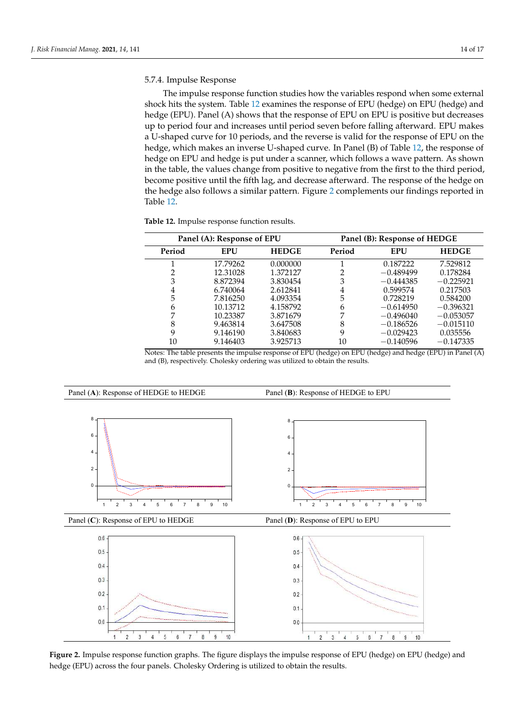#### 5.7.4. Impulse Response

The impulse response function studies how the variables respond when some external shock hits the system. Table 12 examines the response of EPU (hedge) on EPU (hedge) and hedge (EPU). Panel (A) shows that the response of EPU on EPU is positive but decreases up to period four and increases until period seven before falling afterward. EPU makes a U-shaped curve for 10 periods, and the reverse is valid for the response of EPU on the hedge, which makes an inverse U-shaped curve. In Panel (B) of Table 12, the response of hedge on EPU and hedge is put under a scanner, which follows a wave pattern. As shown in the table, the values change from positive to negative from the first to the third period, become positive until the fifth lag, and decrease afterward. The response of the hedge on the hedge also follows a similar pattern. Figure 2 complements our findings reported in Table 12.

**Table 12.** Impulse response function results.

| Panel (A): Response of EPU | | | Panel (B): Response of HEDGE | | |
|---|---|---|---|---|---|
| **Period** | **EPU** | **HEDGE** | **Period** | **EPU** | **HEDGE** |
| 1 | 17.79262 | 0.000000 | 1 | 0.187222 | 7.529812 |
| 2 | 12.31028 | 1.372127 | 2 | −0.489499 | 0.178284 |
| 3 | 8.872394 | 3.830454 | 3 | −0.444385 | −0.225921 |
| 4 | 6.740064 | 2.612841 | 4 | 0.599574 | 0.217503 |
| 5 | 7.816250 | 4.093354 | 5 | 0.728219 | 0.584200 |
| 6 | 10.13712 | 4.158792 | 6 | −0.614950 | −0.396321 |
| 7 | 10.23387 | 3.871679 | 7 | −0.496040 | −0.053057 |
| 8 | 9.463814 | 3.647508 | 8 | −0.186526 | −0.015110 |
| 9 | 9.146190 | 3.840683 | 9 | −0.029423 | 0.035556 |
| 10 | 9.146403 | 3.925713 | 10 | −0.140596 | −0.147335 |

Notes: The table presents the impulse response of EPU (hedge) on EPU (hedge) and hedge (EPU) in Panel (A) and (B), respectively. Cholesky ordering was utilized to obtain the results.

Panel (**A**): Response of HEDGE to HEDGE

Panel (**B**): Response of HEDGE to EPU

Panel (**C**): Response of EPU to HEDGE

Panel (**D**): Response of EPU to EPU

**Figure 2.** Impulse response function graphs. The figure displays the impulse response of EPU (hedge) on EPU (hedge) and hedge (EPU) across the four panels. Cholesky Ordering is utilized to obtain the results.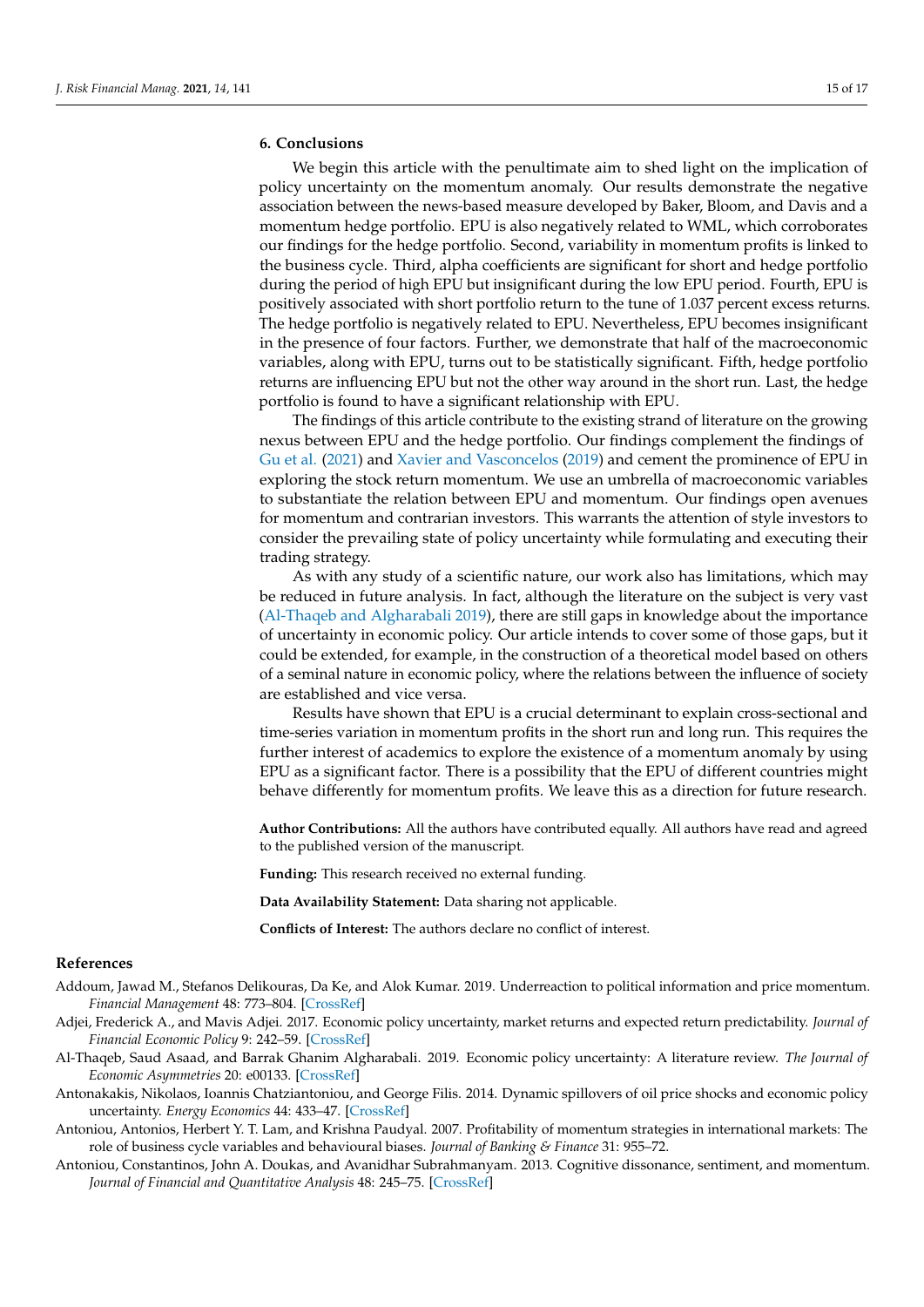## 6. Conclusions

We begin this article with the penultimate aim to shed light on the implication of policy uncertainty on the momentum anomaly. Our results demonstrate the negative association between the news-based measure developed by Baker, Bloom, and Davis and a momentum hedge portfolio. EPU is also negatively related to WML, which corroborates our findings for the hedge portfolio. Second, variability in momentum profits is linked to the business cycle. Third, alpha coefficients are significant for short and hedge portfolio during the period of high EPU but insignificant during the low EPU period. Fourth, EPU is positively associated with short portfolio return to the tune of 1.037 percent excess returns. The hedge portfolio is negatively related to EPU. Nevertheless, EPU becomes insignificant in the presence of four factors. Further, we demonstrate that half of the macroeconomic variables, along with EPU, turns out to be statistically significant. Fifth, hedge portfolio returns are influencing EPU but not the other way around in the short run. Last, the hedge portfolio is found to have a significant relationship with EPU.

The findings of this article contribute to the existing strand of literature on the growing nexus between EPU and the hedge portfolio. Our findings complement the findings of Gu et al. (2021) and Xavier and Vasconcelos (2019) and cement the prominence of EPU in exploring the stock return momentum. We use an umbrella of macroeconomic variables to substantiate the relation between EPU and momentum. Our findings open avenues for momentum and contrarian investors. This warrants the attention of style investors to consider the prevailing state of policy uncertainty while formulating and executing their trading strategy.

As with any study of a scientific nature, our work also has limitations, which may be reduced in future analysis. In fact, although the literature on the subject is very vast (Al-Thaqeb and Algharabali 2019), there are still gaps in knowledge about the importance of uncertainty in economic policy. Our article intends to cover some of those gaps, but it could be extended, for example, in the construction of a theoretical model based on others of a seminal nature in economic policy, where the relations between the influence of society are established and vice versa.

Results have shown that EPU is a crucial determinant to explain cross-sectional and time-series variation in momentum profits in the short run and long run. This requires the further interest of academics to explore the existence of a momentum anomaly by using EPU as a significant factor. There is a possibility that the EPU of different countries might behave differently for momentum profits. We leave this as a direction for future research.

**Author Contributions:** All the authors have contributed equally. All authors have read and agreed to the published version of the manuscript.

**Funding:** This research received no external funding.

**Data Availability Statement:** Data sharing not applicable.

**Conflicts of Interest:** The authors declare no conflict of interest.

## References

Addoum, Jawad M., Stefanos Delikouras, Da Ke, and Alok Kumar. 2019. Underreaction to political information and price momentum. *Financial Management* 48: 773–804. [CrossRef]

Adjei, Frederick A., and Mavis Adjei. 2017. Economic policy uncertainty, market returns and expected return predictability. *Journal of Financial Economic Policy* 9: 242–59. [CrossRef]

Al-Thaqeb, Saud Asaad, and Barrak Ghanim Algharabali. 2019. Economic policy uncertainty: A literature review. *The Journal of Economic Asymmetries* 20: e00133. [CrossRef]

Antonakakis, Nikolaos, Ioannis Chatziantoniou, and George Filis. 2014. Dynamic spillovers of oil price shocks and economic policy uncertainty. *Energy Economics* 44: 433–47. [CrossRef]

Antoniou, Antonios, Herbert Y. T. Lam, and Krishna Paudyal. 2007. Profitability of momentum strategies in international markets: The role of business cycle variables and behavioural biases. *Journal of Banking & Finance* 31: 955–72.

Antoniou, Constantinos, John A. Doukas, and Avanidhar Subrahmanyam. 2013. Cognitive dissonance, sentiment, and momentum. *Journal of Financial and Quantitative Analysis* 48: 245–75. [CrossRef]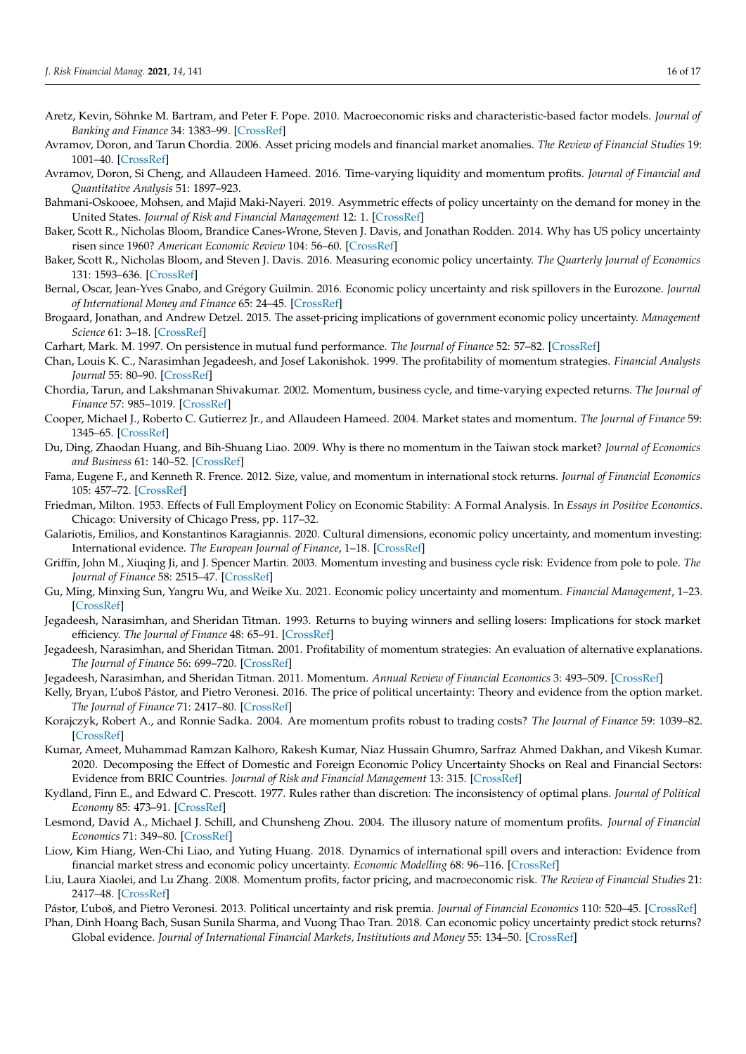Aretz, Kevin, Söhnke M. Bartram, and Peter F. Pope. 2010. Macroeconomic risks and characteristic-based factor models. *Journal of Banking and Finance* 34: 1383–99. [CrossRef]

Avramov, Doron, and Tarun Chordia. 2006. Asset pricing models and financial market anomalies. *The Review of Financial Studies* 19: 1001–40. [CrossRef]

Avramov, Doron, Si Cheng, and Allaudeen Hameed. 2016. Time-varying liquidity and momentum profits. *Journal of Financial and Quantitative Analysis* 51: 1897–923.

Bahmani-Oskooee, Mohsen, and Majid Maki-Nayeri. 2019. Asymmetric effects of policy uncertainty on the demand for money in the United States. *Journal of Risk and Financial Management* 12: 1. [CrossRef]

Baker, Scott R., Nicholas Bloom, Brandice Canes-Wrone, Steven J. Davis, and Jonathan Rodden. 2014. Why has US policy uncertainty risen since 1960? *American Economic Review* 104: 56–60. [CrossRef]

Baker, Scott R., Nicholas Bloom, and Steven J. Davis. 2016. Measuring economic policy uncertainty. *The Quarterly Journal of Economics* 131: 1593–636. [CrossRef]

Bernal, Oscar, Jean-Yves Gnabo, and Grégory Guilmin. 2016. Economic policy uncertainty and risk spillovers in the Eurozone. *Journal of International Money and Finance* 65: 24–45. [CrossRef]

Brogaard, Jonathan, and Andrew Detzel. 2015. The asset-pricing implications of government economic policy uncertainty. *Management Science* 61: 3–18. [CrossRef]

Carhart, Mark. M. 1997. On persistence in mutual fund performance. *The Journal of Finance* 52: 57–82. [CrossRef]

Chan, Louis K. C., Narasimhan Jegadeesh, and Josef Lakonishok. 1999. The profitability of momentum strategies. *Financial Analysts Journal* 55: 80–90. [CrossRef]

Chordia, Tarun, and Lakshmanan Shivakumar. 2002. Momentum, business cycle, and time-varying expected returns. *The Journal of Finance* 57: 985–1019. [CrossRef]

Cooper, Michael J., Roberto C. Gutierrez Jr., and Allaudeen Hameed. 2004. Market states and momentum. *The Journal of Finance* 59: 1345–65. [CrossRef]

Du, Ding, Zhaodan Huang, and Bih-Shuang Liao. 2009. Why is there no momentum in the Taiwan stock market? *Journal of Economics and Business* 61: 140–52. [CrossRef]

Fama, Eugene F., and Kenneth R. Frence. 2012. Size, value, and momentum in international stock returns. *Journal of Financial Economics* 105: 457–72. [CrossRef]

Friedman, Milton. 1953. Effects of Full Employment Policy on Economic Stability: A Formal Analysis. In *Essays in Positive Economics*. Chicago: University of Chicago Press, pp. 117–32.

Galariotis, Emilios, and Konstantinos Karagiannis. 2020. Cultural dimensions, economic policy uncertainty, and momentum investing: International evidence. *The European Journal of Finance*, 1–18. [CrossRef]

Griffin, John M., Xiuqing Ji, and J. Spencer Martin. 2003. Momentum investing and business cycle risk: Evidence from pole to pole. *The Journal of Finance* 58: 2515–47. [CrossRef]

Gu, Ming, Minxing Sun, Yangru Wu, and Weike Xu. 2021. Economic policy uncertainty and momentum. *Financial Management*, 1–23. [CrossRef]

Jegadeesh, Narasimhan, and Sheridan Titman. 1993. Returns to buying winners and selling losers: Implications for stock market efficiency. *The Journal of Finance* 48: 65–91. [CrossRef]

Jegadeesh, Narasimhan, and Sheridan Titman. 2001. Profitability of momentum strategies: An evaluation of alternative explanations. *The Journal of Finance* 56: 699–720. [CrossRef]

Jegadeesh, Narasimhan, and Sheridan Titman. 2011. Momentum. *Annual Review of Financial Economics* 3: 493–509. [CrossRef]

Kelly, Bryan, Ľuboš Pástor, and Pietro Veronesi. 2016. The price of political uncertainty: Theory and evidence from the option market. *The Journal of Finance* 71: 2417–80. [CrossRef]

Korajczyk, Robert A., and Ronnie Sadka. 2004. Are momentum profits robust to trading costs? *The Journal of Finance* 59: 1039–82. [CrossRef]

Kumar, Ameet, Muhammad Ramzan Kalhoro, Rakesh Kumar, Niaz Hussain Ghumro, Sarfraz Ahmed Dakhan, and Vikesh Kumar. 2020. Decomposing the Effect of Domestic and Foreign Economic Policy Uncertainty Shocks on Real and Financial Sectors: Evidence from BRIC Countries. *Journal of Risk and Financial Management* 13: 315. [CrossRef]

Kydland, Finn E., and Edward C. Prescott. 1977. Rules rather than discretion: The inconsistency of optimal plans. *Journal of Political Economy* 85: 473–91. [CrossRef]

Lesmond, David A., Michael J. Schill, and Chunsheng Zhou. 2004. The illusory nature of momentum profits. *Journal of Financial Economics* 71: 349–80. [CrossRef]

Liow, Kim Hiang, Wen-Chi Liao, and Yuting Huang. 2018. Dynamics of international spill overs and interaction: Evidence from financial market stress and economic policy uncertainty. *Economic Modelling* 68: 96–116. [CrossRef]

Liu, Laura Xiaolei, and Lu Zhang. 2008. Momentum profits, factor pricing, and macroeconomic risk. *The Review of Financial Studies* 21: 2417–48. [CrossRef]

Pástor, Ľuboš, and Pietro Veronesi. 2013. Political uncertainty and risk premia. *Journal of Financial Economics* 110: 520–45. [CrossRef]

Phan, Dinh Hoang Bach, Susan Sunila Sharma, and Vuong Thao Tran. 2018. Can economic policy uncertainty predict stock returns? Global evidence. *Journal of International Financial Markets, Institutions and Money* 55: 134–50. [CrossRef]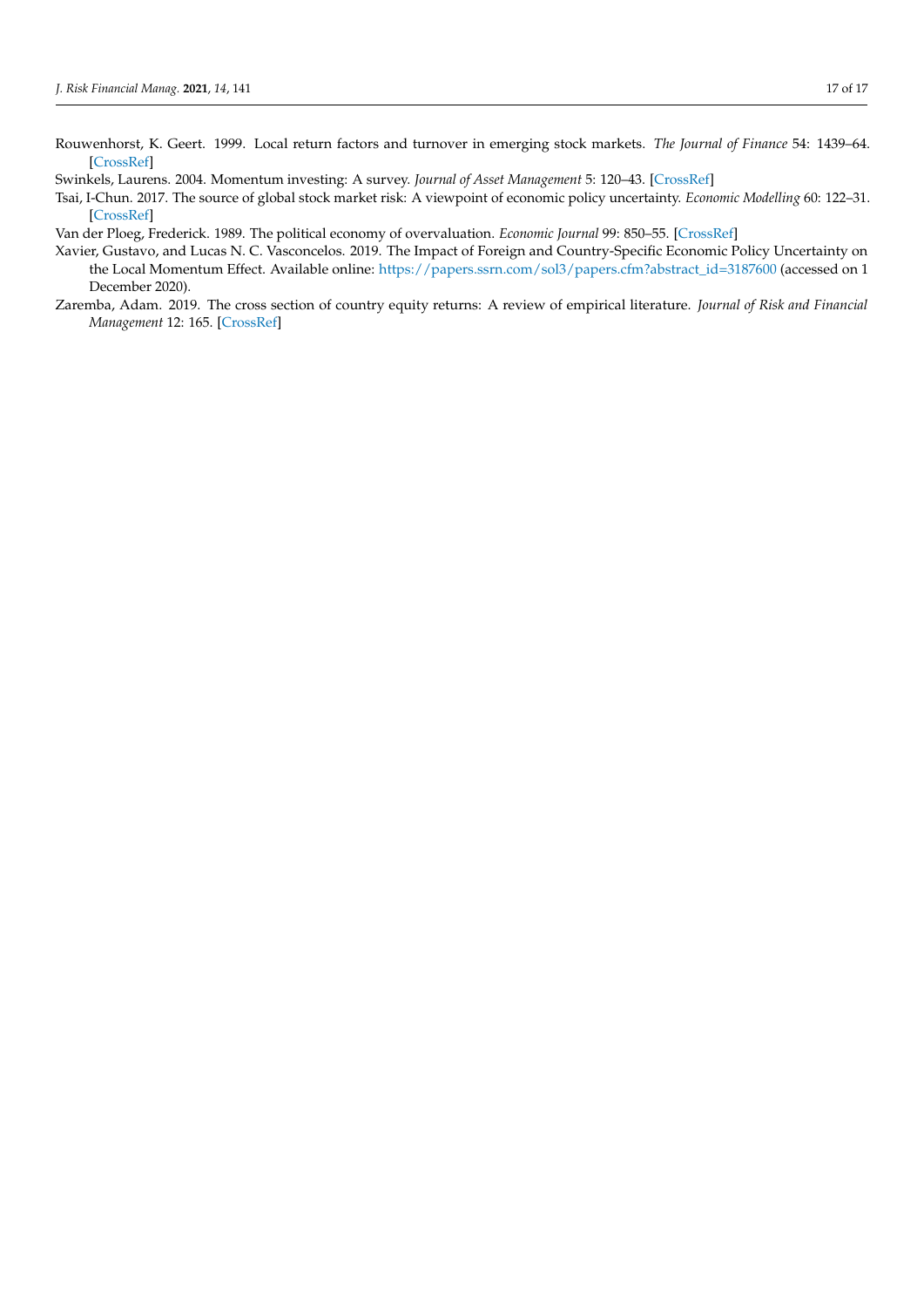Rouwenhorst, K. Geert. 1999. Local return factors and turnover in emerging stock markets. *The Journal of Finance* 54: 1439–64. [CrossRef]

Swinkels, Laurens. 2004. Momentum investing: A survey. *Journal of Asset Management* 5: 120–43. [CrossRef]

Tsai, I-Chun. 2017. The source of global stock market risk: A viewpoint of economic policy uncertainty. *Economic Modelling* 60: 122–31. [CrossRef]

Van der Ploeg, Frederick. 1989. The political economy of overvaluation. *Economic Journal* 99: 850–55. [CrossRef]

Xavier, Gustavo, and Lucas N. C. Vasconcelos. 2019. The Impact of Foreign and Country-Specific Economic Policy Uncertainty on the Local Momentum Effect. Available online: https://papers.ssrn.com/sol3/papers.cfm?abstract_id=3187600 (accessed on 1 December 2020).

Zaremba, Adam. 2019. The cross section of country equity returns: A review of empirical literature. *Journal of Risk and Financial Management* 12: 165. [CrossRef]